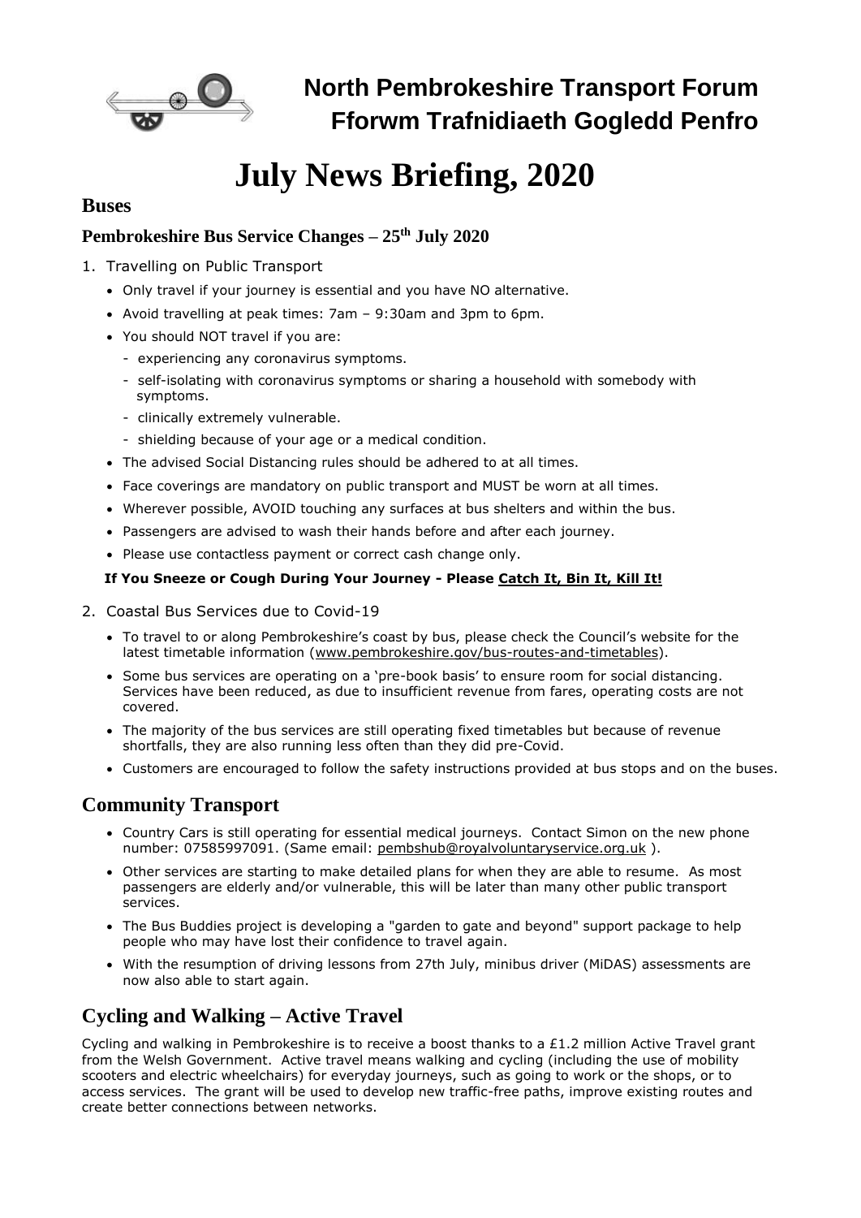# North Pembrokeshire Transport Forum
# Fforwm Trafnidiaeth Gogledd Penfro

# July News Briefing, 2020

## Buses

### Pembrokeshire Bus Service Changes – 25th July 2020

1. Travelling on Public Transport
   - Only travel if your journey is essential and you have NO alternative.
   - Avoid travelling at peak times: 7am – 9:30am and 3pm to 6pm.
   - You should NOT travel if you are:
     - experiencing any coronavirus symptoms.
     - self-isolating with coronavirus symptoms or sharing a household with somebody with symptoms.
     - clinically extremely vulnerable.
     - shielding because of your age or a medical condition.
   - The advised Social Distancing rules should be adhered to at all times.
   - Face coverings are mandatory on public transport and MUST be worn at all times.
   - Wherever possible, AVOID touching any surfaces at bus shelters and within the bus.
   - Passengers are advised to wash their hands before and after each journey.
   - Please use contactless payment or correct cash change only.

   **If You Sneeze or Cough During Your Journey - Please Catch It, Bin It, Kill It!**

2. Coastal Bus Services due to Covid-19
   - To travel to or along Pembrokeshire's coast by bus, please check the Council's website for the latest timetable information (www.pembrokeshire.gov/bus-routes-and-timetables).
   - Some bus services are operating on a 'pre-book basis' to ensure room for social distancing. Services have been reduced, as due to insufficient revenue from fares, operating costs are not covered.
   - The majority of the bus services are still operating fixed timetables but because of revenue shortfalls, they are also running less often than they did pre-Covid.
   - Customers are encouraged to follow the safety instructions provided at bus stops and on the buses.

## Community Transport

- Country Cars is still operating for essential medical journeys. Contact Simon on the new phone number: 07585997091. (Same email: pembshub@royalvoluntaryservice.org.uk ).
- Other services are starting to make detailed plans for when they are able to resume. As most passengers are elderly and/or vulnerable, this will be later than many other public transport services.
- The Bus Buddies project is developing a "garden to gate and beyond" support package to help people who may have lost their confidence to travel again.
- With the resumption of driving lessons from 27th July, minibus driver (MiDAS) assessments are now also able to start again.

## Cycling and Walking – Active Travel

Cycling and walking in Pembrokeshire is to receive a boost thanks to a £1.2 million Active Travel grant from the Welsh Government. Active travel means walking and cycling (including the use of mobility scooters and electric wheelchairs) for everyday journeys, such as going to work or the shops, or to access services. The grant will be used to develop new traffic-free paths, improve existing routes and create better connections between networks.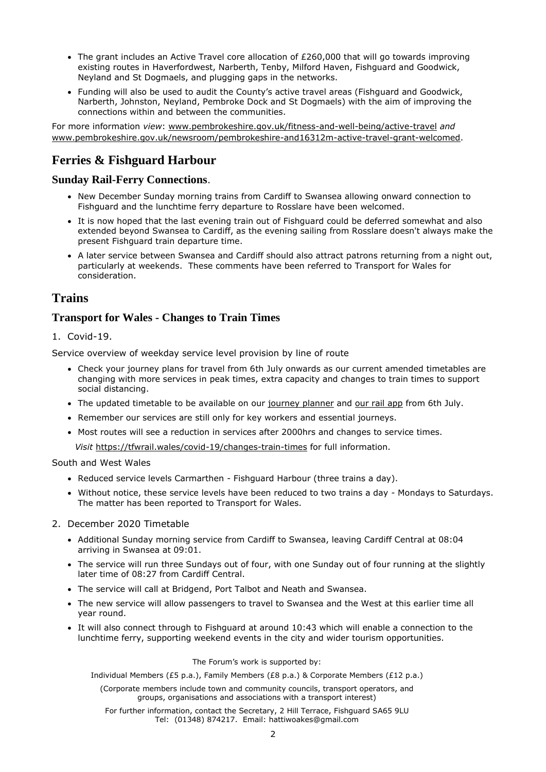- The grant includes an Active Travel core allocation of £260,000 that will go towards improving existing routes in Haverfordwest, Narberth, Tenby, Milford Haven, Fishguard and Goodwick, Neyland and St Dogmaels, and plugging gaps in the networks.
- Funding will also be used to audit the County's active travel areas (Fishguard and Goodwick, Narberth, Johnston, Neyland, Pembroke Dock and St Dogmaels) with the aim of improving the connections within and between the communities.

For more information *view*: www.pembrokeshire.gov.uk/fitness-and-well-being/active-travel *and* www.pembrokeshire.gov.uk/newsroom/pembrokeshire-and16312m-active-travel-grant-welcomed.

## Ferries & Fishguard Harbour

### Sunday Rail-Ferry Connections.

- New December Sunday morning trains from Cardiff to Swansea allowing onward connection to Fishguard and the lunchtime ferry departure to Rosslare have been welcomed.
- It is now hoped that the last evening train out of Fishguard could be deferred somewhat and also extended beyond Swansea to Cardiff, as the evening sailing from Rosslare doesn't always make the present Fishguard train departure time.
- A later service between Swansea and Cardiff should also attract patrons returning from a night out, particularly at weekends. These comments have been referred to Transport for Wales for consideration.

## Trains

### Transport for Wales - Changes to Train Times

1. Covid-19.

Service overview of weekday service level provision by line of route

- Check your journey plans for travel from 6th July onwards as our current amended timetables are changing with more services in peak times, extra capacity and changes to train times to support social distancing.
- The updated timetable to be available on our journey planner and our rail app from 6th July.
- Remember our services are still only for key workers and essential journeys.
- Most routes will see a reduction in services after 2000hrs and changes to service times.

*Visit* https://tfwrail.wales/covid-19/changes-train-times for full information.

South and West Wales

- Reduced service levels Carmarthen - Fishguard Harbour (three trains a day).
- Without notice, these service levels have been reduced to two trains a day - Mondays to Saturdays. The matter has been reported to Transport for Wales.

2. December 2020 Timetable

- Additional Sunday morning service from Cardiff to Swansea, leaving Cardiff Central at 08:04 arriving in Swansea at 09:01.
- The service will run three Sundays out of four, with one Sunday out of four running at the slightly later time of 08:27 from Cardiff Central.
- The service will call at Bridgend, Port Talbot and Neath and Swansea.
- The new service will allow passengers to travel to Swansea and the West at this earlier time all year round.
- It will also connect through to Fishguard at around 10:43 which will enable a connection to the lunchtime ferry, supporting weekend events in the city and wider tourism opportunities.

The Forum's work is supported by:

Individual Members (£5 p.a.), Family Members (£8 p.a.) & Corporate Members (£12 p.a.)

(Corporate members include town and community councils, transport operators, and groups, organisations and associations with a transport interest)

For further information, contact the Secretary, 2 Hill Terrace, Fishguard SA65 9LU
Tel: (01348) 874217. Email: hattiwoakes@gmail.com